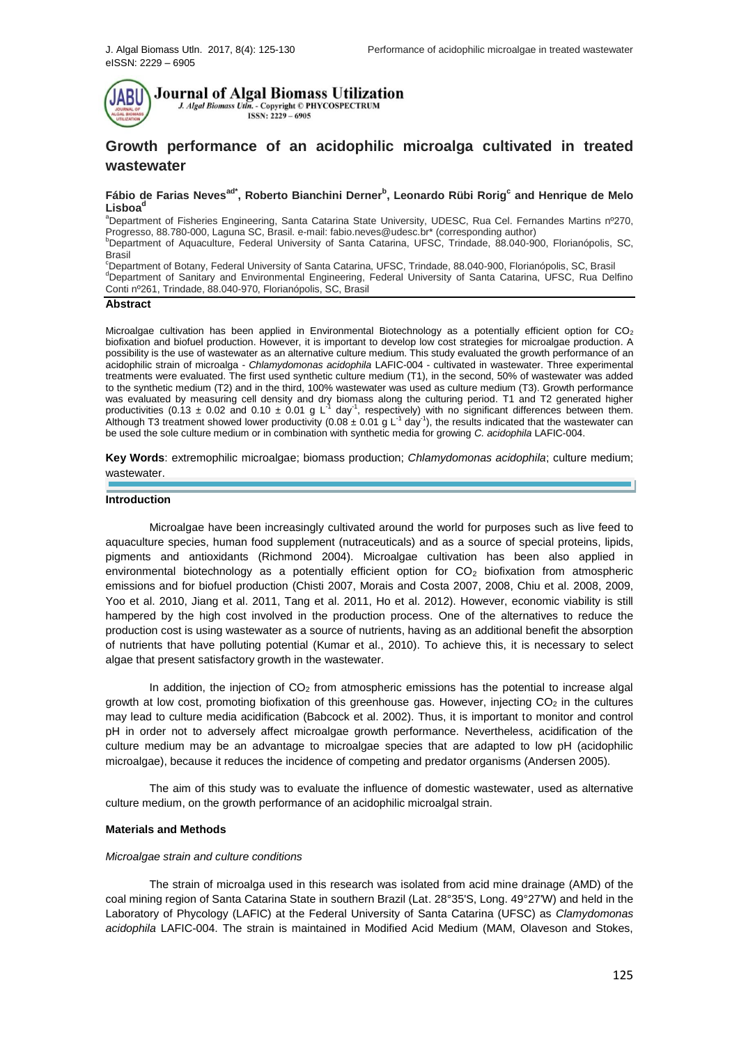# Growth performance of an acidophilic microalga cultivated in treated wastewater

**Fábio de Farias Neves[ad*], Roberto Bianchini Derner[b], Leonardo Rübi Rorig[c] and Henrique de Melo Lisboa[d]**

[a]Department of Fisheries Engineering, Santa Catarina State University, UDESC, Rua Cel. Fernandes Martins nº270, Progresso, 88.780-000, Laguna SC, Brasil. e-mail: fabio.neves@udesc.br* (corresponding author)
[b]Department of Aquaculture, Federal University of Santa Catarina, UFSC, Trindade, 88.040-900, Florianópolis, SC, Brasil
[c]Department of Botany, Federal University of Santa Catarina, UFSC, Trindade, 88.040-900, Florianópolis, SC, Brasil
[d]Department of Sanitary and Environmental Engineering, Federal University of Santa Catarina, UFSC, Rua Delfino Conti nº261, Trindade, 88.040-970, Florianópolis, SC, Brasil

## Abstract

Microalgae cultivation has been applied in Environmental Biotechnology as a potentially efficient option for $CO_2$ biofixation and biofuel production. However, it is important to develop low cost strategies for microalgae production. A possibility is the use of wastewater as an alternative culture medium. This study evaluated the growth performance of an acidophilic strain of microalga - *Chlamydomonas acidophila* LAFIC-004 - cultivated in wastewater. Three experimental treatments were evaluated. The first used synthetic culture medium (T1), in the second, 50% of wastewater was added to the synthetic medium (T2) and in the third, 100% wastewater was used as culture medium (T3). Growth performance was evaluated by measuring cell density and dry biomass along the culturing period. T1 and T2 generated higher productivities ($0.13 \pm 0.02$ and $0.10 \pm 0.01$ g $L^{-1}$ $day^{-1}$, respectively) with no significant differences between them. Although T3 treatment showed lower productivity ($0.08 \pm 0.01$ g $L^{-1}$ $day^{-1}$), the results indicated that the wastewater can be used the sole culture medium or in combination with synthetic media for growing *C. acidophila* LAFIC-004.

**Key Words**: extremophilic microalgae; biomass production; *Chlamydomonas acidophila*; culture medium; wastewater.

## Introduction

Microalgae have been increasingly cultivated around the world for purposes such as live feed to aquaculture species, human food supplement (nutraceuticals) and as a source of special proteins, lipids, pigments and antioxidants (Richmond 2004). Microalgae cultivation has been also applied in environmental biotechnology as a potentially efficient option for $CO_2$ biofixation from atmospheric emissions and for biofuel production (Chisti 2007, Morais and Costa 2007, 2008, Chiu et al. 2008, 2009, Yoo et al. 2010, Jiang et al. 2011, Tang et al. 2011, Ho et al. 2012). However, economic viability is still hampered by the high cost involved in the production process. One of the alternatives to reduce the production cost is using wastewater as a source of nutrients, having as an additional benefit the absorption of nutrients that have polluting potential (Kumar et al., 2010). To achieve this, it is necessary to select algae that present satisfactory growth in the wastewater.

In addition, the injection of $CO_2$ from atmospheric emissions has the potential to increase algal growth at low cost, promoting biofixation of this greenhouse gas. However, injecting $CO_2$ in the cultures may lead to culture media acidification (Babcock et al. 2002). Thus, it is important to monitor and control pH in order not to adversely affect microalgae growth performance. Nevertheless, acidification of the culture medium may be an advantage to microalgae species that are adapted to low pH (acidophilic microalgae), because it reduces the incidence of competing and predator organisms (Andersen 2005).

The aim of this study was to evaluate the influence of domestic wastewater, used as alternative culture medium, on the growth performance of an acidophilic microalgal strain.

## Materials and Methods

### *Microalgae strain and culture conditions*

The strain of microalga used in this research was isolated from acid mine drainage (AMD) of the coal mining region of Santa Catarina State in southern Brazil (Lat. 28°35'S, Long. 49°27'W) and held in the Laboratory of Phycology (LAFIC) at the Federal University of Santa Catarina (UFSC) as *Clamydomonas acidophila* LAFIC-004. The strain is maintained in Modified Acid Medium (MAM, Olaveson and Stokes,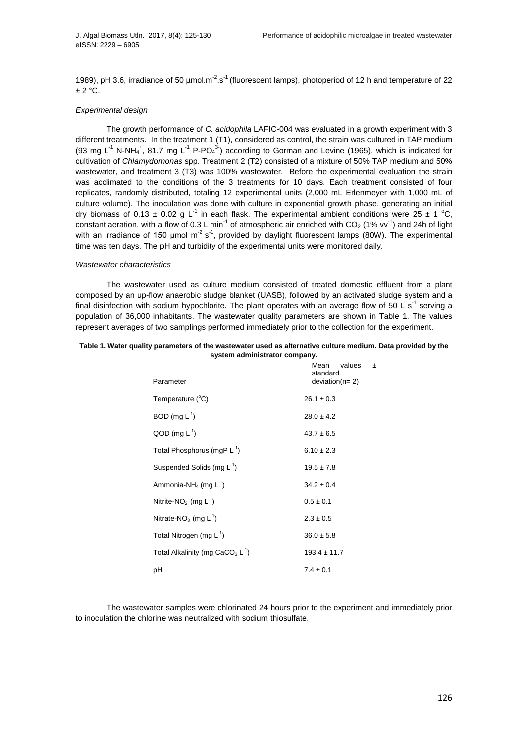1989), pH 3.6, irradiance of 50 µmol.$m^{-2}$.$s^{-1}$ (fluorescent lamps), photoperiod of 12 h and temperature of 22 ± 2 °C.

*Experimental design*

The growth performance of *C. acidophila* LAFIC-004 was evaluated in a growth experiment with 3 different treatments. In the treatment 1 (T1), considered as control, the strain was cultured in TAP medium (93 mg $L^{-1}$ N-$NH_4^+$, 81.7 mg $L^{-1}$ P-$PO_4^{3-}$) according to Gorman and Levine (1965), which is indicated for cultivation of *Chlamydomonas* spp. Treatment 2 (T2) consisted of a mixture of 50% TAP medium and 50% wastewater, and treatment 3 (T3) was 100% wastewater. Before the experimental evaluation the strain was acclimated to the conditions of the 3 treatments for 10 days. Each treatment consisted of four replicates, randomly distributed, totaling 12 experimental units (2,000 mL Erlenmeyer with 1,000 mL of culture volume). The inoculation was done with culture in exponential growth phase, generating an initial dry biomass of 0.13 ± 0.02 g $L^{-1}$ in each flask. The experimental ambient conditions were 25 ± 1 °C, constant aeration, with a flow of 0.3 L $min^{-1}$ of atmospheric air enriched with $CO_2$ (1% $vv^{-1}$) and 24h of light with an irradiance of 150 µmol $m^{-2}$ $s^{-1}$, provided by daylight fluorescent lamps (80W). The experimental time was ten days. The pH and turbidity of the experimental units were monitored daily.

*Wastewater characteristics*

The wastewater used as culture medium consisted of treated domestic effluent from a plant composed by an up-flow anaerobic sludge blanket (UASB), followed by an activated sludge system and a final disinfection with sodium hypochlorite. The plant operates with an average flow of 50 L $s^{-1}$ serving a population of 36,000 inhabitants. The wastewater quality parameters are shown in Table 1. The values represent averages of two samplings performed immediately prior to the collection for the experiment.

**Table 1. Water quality parameters of the wastewater used as alternative culture medium. Data provided by the system administrator company.**

| Parameter | Mean values ± standard deviation(n= 2) |
|---|---|
| Temperature (°C) | 26.1 ± 0.3 |
| BOD (mg $L^{-1}$) | 28.0 ± 4.2 |
| QOD (mg $L^{-1}$) | 43.7 ± 6.5 |
| Total Phosphorus (mgP $L^{-1}$) | 6.10 ± 2.3 |
| Suspended Solids (mg $L^{-1}$) | 19.5 ± 7.8 |
| Ammonia-$NH_4$ (mg $L^{-1}$) | 34.2 ± 0.4 |
| Nitrite-$NO_2^-$ (mg $L^{-1}$) | 0.5 ± 0.1 |
| Nitrate-$NO_3^-$ (mg $L^{-1}$) | 2.3 ± 0.5 |
| Total Nitrogen (mg $L^{-1}$) | 36.0 ± 5.8 |
| Total Alkalinity (mg $CaCO_3$ $L^{-1}$) | 193.4 ± 11.7 |
| pH | 7.4 ± 0.1 |

The wastewater samples were chlorinated 24 hours prior to the experiment and immediately prior to inoculation the chlorine was neutralized with sodium thiosulfate.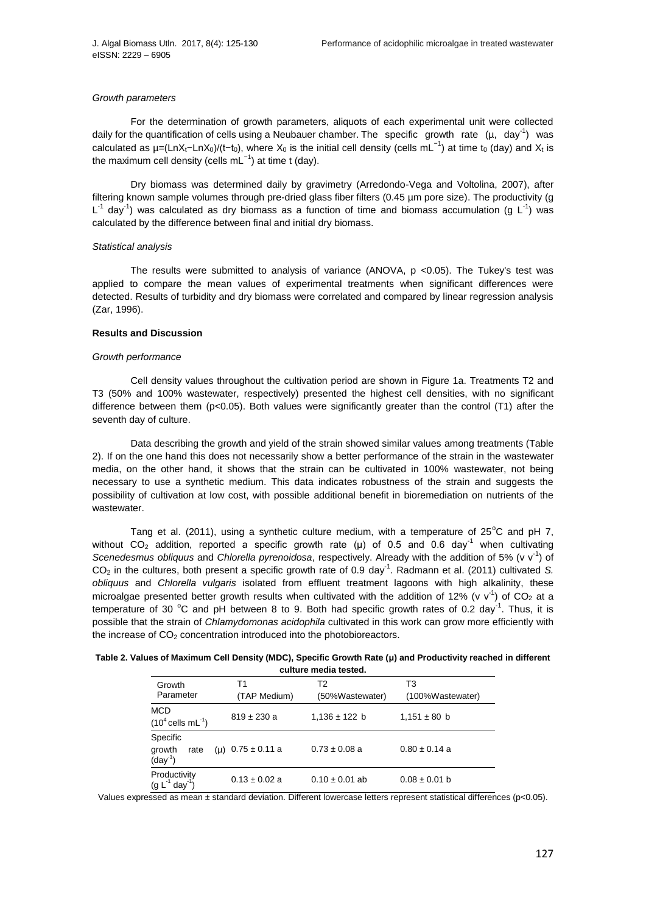*Growth parameters*

For the determination of growth parameters, aliquots of each experimental unit were collected daily for the quantification of cells using a Neubauer chamber. The specific growth rate (μ, $day^{-1}$) was calculated as $\mu=(LnX_t-LnX_0)/(t-t_0)$, where $X_0$ is the initial cell density (cells $mL^{-1}$) at time $t_0$ (day) and $X_t$ is the maximum cell density (cells $mL^{-1}$) at time t (day).

Dry biomass was determined daily by gravimetry (Arredondo-Vega and Voltolina, 2007), after filtering known sample volumes through pre-dried glass fiber filters (0.45 µm pore size). The productivity (g $L^{-1}$ $day^{-1}$) was calculated as dry biomass as a function of time and biomass accumulation (g $L^{-1}$) was calculated by the difference between final and initial dry biomass.

*Statistical analysis*

The results were submitted to analysis of variance (ANOVA, $p < 0.05$). The Tukey's test was applied to compare the mean values of experimental treatments when significant differences were detected. Results of turbidity and dry biomass were correlated and compared by linear regression analysis (Zar, 1996).

**Results and Discussion**

*Growth performance*

Cell density values throughout the cultivation period are shown in Figure 1a. Treatments T2 and T3 (50% and 100% wastewater, respectively) presented the highest cell densities, with no significant difference between them ($p<0.05$). Both values were significantly greater than the control (T1) after the seventh day of culture.

Data describing the growth and yield of the strain showed similar values among treatments (Table 2). If on the one hand this does not necessarily show a better performance of the strain in the wastewater media, on the other hand, it shows that the strain can be cultivated in 100% wastewater, not being necessary to use a synthetic medium. This data indicates robustness of the strain and suggests the possibility of cultivation at low cost, with possible additional benefit in bioremediation on nutrients of the wastewater.

Tang et al. (2011), using a synthetic culture medium, with a temperature of 25 °C and pH 7, without $CO_2$ addition, reported a specific growth rate (µ) of 0.5 and 0.6 $day^{-1}$ when cultivating *Scenedesmus obliquus* and *Chlorella pyrenoidosa*, respectively. Already with the addition of 5% (v $v^{-1}$) of $CO_2$ in the cultures, both present a specific growth rate of 0.9 $day^{-1}$. Radmann et al. (2011) cultivated *S. obliquus* and *Chlorella vulgaris* isolated from effluent treatment lagoons with high alkalinity, these microalgae presented better growth results when cultivated with the addition of 12% (v $v^{-1}$) of $CO_2$ at a temperature of 30 °C and pH between 8 to 9. Both had specific growth rates of 0.2 $day^{-1}$. Thus, it is possible that the strain of *Chlamydomonas acidophila* cultivated in this work can grow more efficiently with the increase of $CO_2$ concentration introduced into the photobioreactors.

**Table 2. Values of Maximum Cell Density (MDC), Specific Growth Rate (µ) and Productivity reached in different culture media tested.**

| Growth Parameter | T1 (TAP Medium) | T2 (50%Wastewater) | T3 (100%Wastewater) |
|---|---|---|---|
| MCD ($10^4$ cells $mL^{-1}$) | 819 ± 230 a | 1,136 ± 122 b | 1,151 ± 80 b |
| Specific growth rate (µ) ($day^{-1}$) | 0.75 ± 0.11 a | 0.73 ± 0.08 a | 0.80 ± 0.14 a |
| Productivity (g $L^{-1}$ $day^{-1}$) | 0.13 ± 0.02 a | 0.10 ± 0.01 ab | 0.08 ± 0.01 b |

Values expressed as mean ± standard deviation. Different lowercase letters represent statistical differences ($p<0.05$).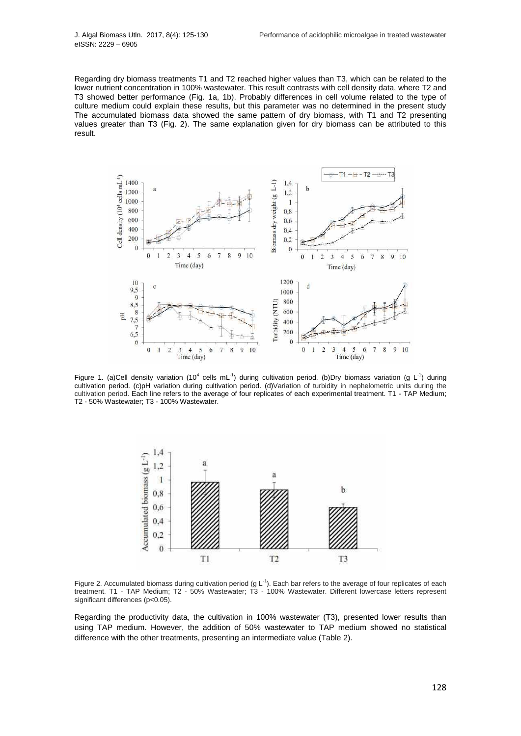Regarding dry biomass treatments T1 and T2 reached higher values than T3, which can be related to the lower nutrient concentration in 100% wastewater. This result contrasts with cell density data, where T2 and T3 showed better performance (Fig. 1a, 1b). Probably differences in cell volume related to the type of culture medium could explain these results, but this parameter was no determined in the present study The accumulated biomass data showed the same pattern of dry biomass, with T1 and T2 presenting values greater than T3 (Fig. 2). The same explanation given for dry biomass can be attributed to this result.

Figure 1. (a)Cell density variation ($10^4$ cells $mL^{-1}$) during cultivation period. (b)Dry biomass variation (g $L^{-1}$) during cultivation period. (c)pH variation during cultivation period. (d)Variation of turbidity in nephelometric units during the cultivation period. Each line refers to the average of four replicates of each experimental treatment. T1 - TAP Medium; T2 - 50% Wastewater; T3 - 100% Wastewater.

Figure 2. Accumulated biomass during cultivation period (g $L^{-1}$). Each bar refers to the average of four replicates of each treatment. T1 - TAP Medium; T2 - 50% Wastewater; T3 - 100% Wastewater. Different lowercase letters represent significant differences ($p<0.05$).

Regarding the productivity data, the cultivation in 100% wastewater (T3), presented lower results than using TAP medium. However, the addition of 50% wastewater to TAP medium showed no statistical difference with the other treatments, presenting an intermediate value (Table 2).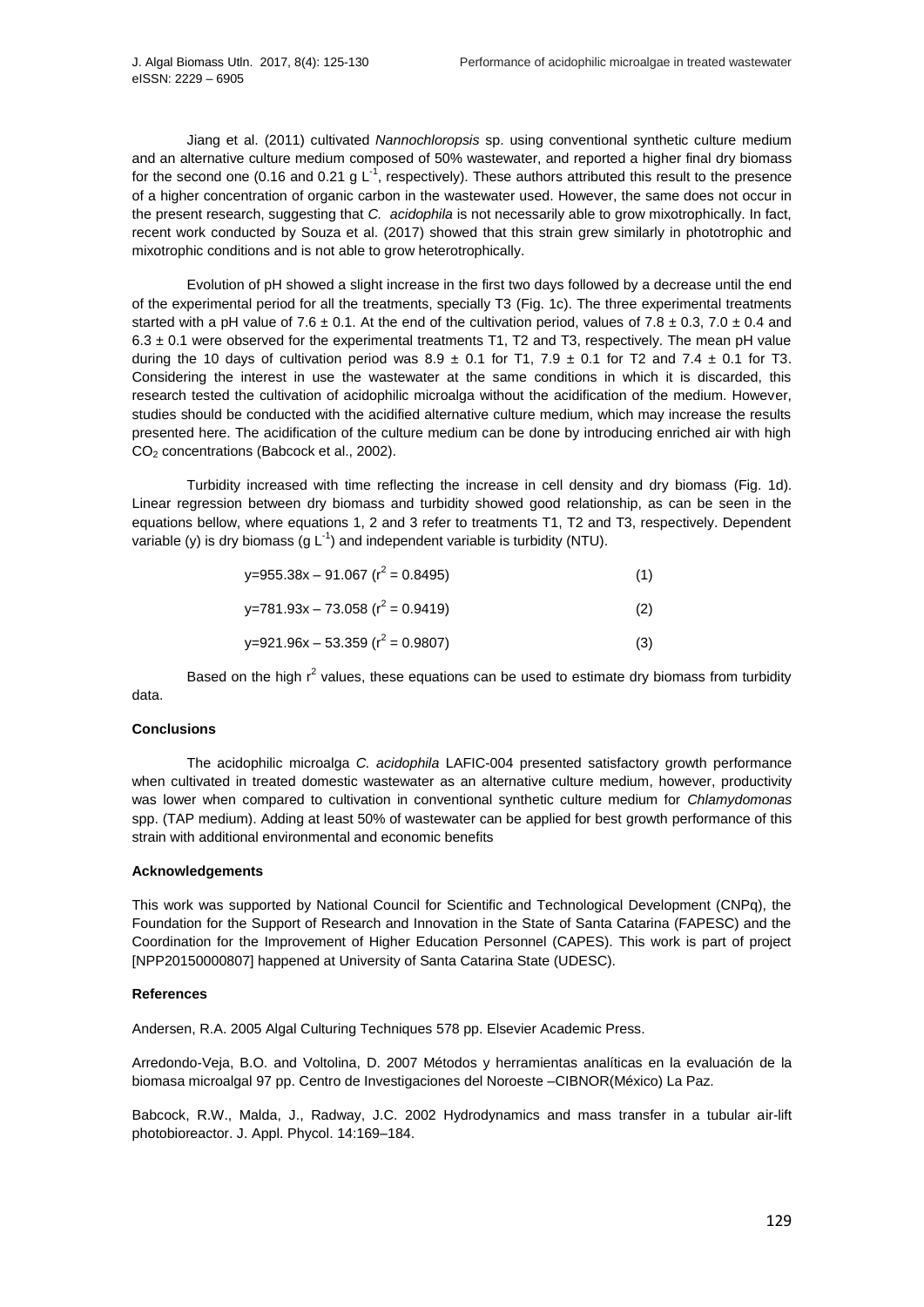Jiang et al. (2011) cultivated *Nannochloropsis* sp. using conventional synthetic culture medium and an alternative culture medium composed of 50% wastewater, and reported a higher final dry biomass for the second one (0.16 and 0.21 g $L^{-1}$, respectively). These authors attributed this result to the presence of a higher concentration of organic carbon in the wastewater used. However, the same does not occur in the present research, suggesting that *C. acidophila* is not necessarily able to grow mixotrophically. In fact, recent work conducted by Souza et al. (2017) showed that this strain grew similarly in phototrophic and mixotrophic conditions and is not able to grow heterotrophically.

Evolution of pH showed a slight increase in the first two days followed by a decrease until the end of the experimental period for all the treatments, specially T3 (Fig. 1c). The three experimental treatments started with a pH value of 7.6 ± 0.1. At the end of the cultivation period, values of 7.8 ± 0.3, 7.0 ± 0.4 and 6.3 ± 0.1 were observed for the experimental treatments T1, T2 and T3, respectively. The mean pH value during the 10 days of cultivation period was 8.9 ± 0.1 for T1, 7.9 ± 0.1 for T2 and 7.4 ± 0.1 for T3. Considering the interest in use the wastewater at the same conditions in which it is discarded, this research tested the cultivation of acidophilic microalga without the acidification of the medium. However, studies should be conducted with the acidified alternative culture medium, which may increase the results presented here. The acidification of the culture medium can be done by introducing enriched air with high $CO_2$ concentrations (Babcock et al., 2002).

Turbidity increased with time reflecting the increase in cell density and dry biomass (Fig. 1d). Linear regression between dry biomass and turbidity showed good relationship, as can be seen in the equations bellow, where equations 1, 2 and 3 refer to treatments T1, T2 and T3, respectively. Dependent variable (y) is dry biomass (g $L^{-1}$) and independent variable is turbidity (NTU).

$$y = 955.38x - 91.067 \quad (r^2 = 0.8495) \qquad (1)$$

$$y = 781.93x - 73.058 \quad (r^2 = 0.9419) \qquad (2)$$

$$y = 921.96x - 53.359 \quad (r^2 = 0.9807) \qquad (3)$$

Based on the high $r^2$ values, these equations can be used to estimate dry biomass from turbidity data.

#### Conclusions

The acidophilic microalga *C. acidophila* LAFIC-004 presented satisfactory growth performance when cultivated in treated domestic wastewater as an alternative culture medium, however, productivity was lower when compared to cultivation in conventional synthetic culture medium for *Chlamydomonas* spp. (TAP medium). Adding at least 50% of wastewater can be applied for best growth performance of this strain with additional environmental and economic benefits

#### Acknowledgements

This work was supported by National Council for Scientific and Technological Development (CNPq), the Foundation for the Support of Research and Innovation in the State of Santa Catarina (FAPESC) and the Coordination for the Improvement of Higher Education Personnel (CAPES). This work is part of project [NPP20150000807] happened at University of Santa Catarina State (UDESC).

#### References

Andersen, R.A. 2005 Algal Culturing Techniques 578 pp. Elsevier Academic Press.

Arredondo-Veja, B.O. and Voltolina, D. 2007 Métodos y herramientas analíticas en la evaluación de la biomasa microalgal 97 pp. Centro de Investigaciones del Noroeste –CIBNOR(México) La Paz.

Babcock, R.W., Malda, J., Radway, J.C. 2002 Hydrodynamics and mass transfer in a tubular air-lift photobioreactor. J. Appl. Phycol. 14:169–184.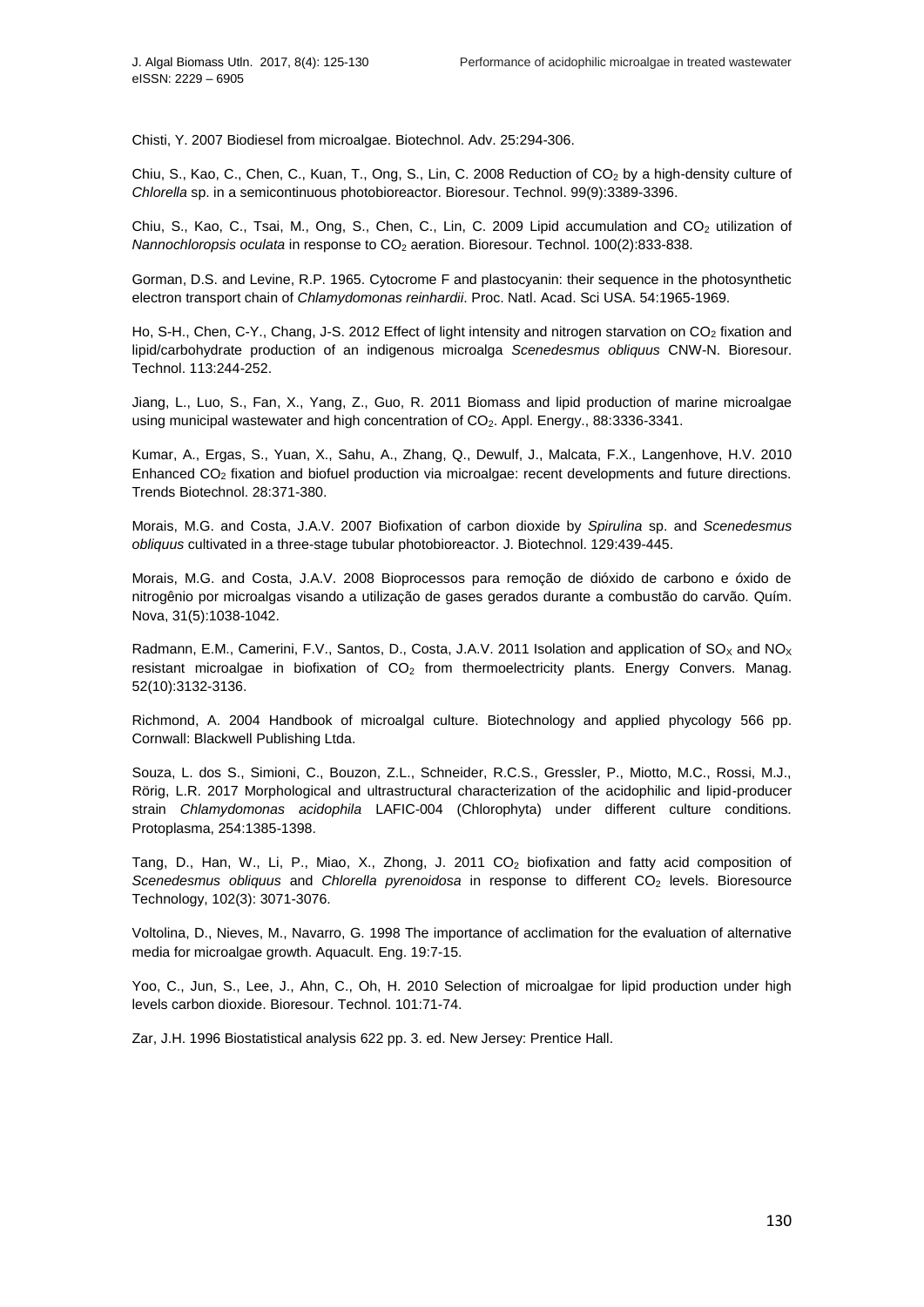Chisti, Y. 2007 Biodiesel from microalgae. Biotechnol. Adv. 25:294-306.

Chiu, S., Kao, C., Chen, C., Kuan, T., Ong, S., Lin, C. 2008 Reduction of $CO_2$ by a high-density culture of *Chlorella* sp. in a semicontinuous photobioreactor. Bioresour. Technol. 99(9):3389-3396.

Chiu, S., Kao, C., Tsai, M., Ong, S., Chen, C., Lin, C. 2009 Lipid accumulation and $CO_2$ utilization of *Nannochloropsis oculata* in response to $CO_2$ aeration. Bioresour. Technol. 100(2):833-838.

Gorman, D.S. and Levine, R.P. 1965. Cytocrome F and plastocyanin: their sequence in the photosynthetic electron transport chain of *Chlamydomonas reinhardii*. Proc. Natl. Acad. Sci USA. 54:1965-1969.

Ho, S-H., Chen, C-Y., Chang, J-S. 2012 Effect of light intensity and nitrogen starvation on $CO_2$ fixation and lipid/carbohydrate production of an indigenous microalga *Scenedesmus obliquus* CNW-N. Bioresour. Technol. 113:244-252.

Jiang, L., Luo, S., Fan, X., Yang, Z., Guo, R. 2011 Biomass and lipid production of marine microalgae using municipal wastewater and high concentration of $CO_2$. Appl. Energy., 88:3336-3341.

Kumar, A., Ergas, S., Yuan, X., Sahu, A., Zhang, Q., Dewulf, J., Malcata, F.X., Langenhove, H.V. 2010 Enhanced $CO_2$ fixation and biofuel production via microalgae: recent developments and future directions. Trends Biotechnol. 28:371-380.

Morais, M.G. and Costa, J.A.V. 2007 Biofixation of carbon dioxide by *Spirulina* sp. and *Scenedesmus obliquus* cultivated in a three-stage tubular photobioreactor. J. Biotechnol. 129:439-445.

Morais, M.G. and Costa, J.A.V. 2008 Bioprocessos para remoção de dióxido de carbono e óxido de nitrogênio por microalgas visando a utilização de gases gerados durante a combustão do carvão. Quím. Nova, 31(5):1038-1042.

Radmann, E.M., Camerini, F.V., Santos, D., Costa, J.A.V. 2011 Isolation and application of $SO_X$ and $NO_X$ resistant microalgae in biofixation of $CO_2$ from thermoelectricity plants. Energy Convers. Manag. 52(10):3132-3136.

Richmond, A. 2004 Handbook of microalgal culture. Biotechnology and applied phycology 566 pp. Cornwall: Blackwell Publishing Ltda.

Souza, L. dos S., Simioni, C., Bouzon, Z.L., Schneider, R.C.S., Gressler, P., Miotto, M.C., Rossi, M.J., Rörig, L.R. 2017 Morphological and ultrastructural characterization of the acidophilic and lipid-producer strain *Chlamydomonas acidophila* LAFIC-004 (Chlorophyta) under different culture conditions. Protoplasma, 254:1385-1398.

Tang, D., Han, W., Li, P., Miao, X., Zhong, J. 2011 $CO_2$ biofixation and fatty acid composition of *Scenedesmus obliquus* and *Chlorella pyrenoidosa* in response to different $CO_2$ levels. Bioresource Technology, 102(3): 3071-3076.

Voltolina, D., Nieves, M., Navarro, G. 1998 The importance of acclimation for the evaluation of alternative media for microalgae growth. Aquacult. Eng. 19:7-15.

Yoo, C., Jun, S., Lee, J., Ahn, C., Oh, H. 2010 Selection of microalgae for lipid production under high levels carbon dioxide. Bioresour. Technol. 101:71-74.

Zar, J.H. 1996 Biostatistical analysis 622 pp. 3. ed. New Jersey: Prentice Hall.